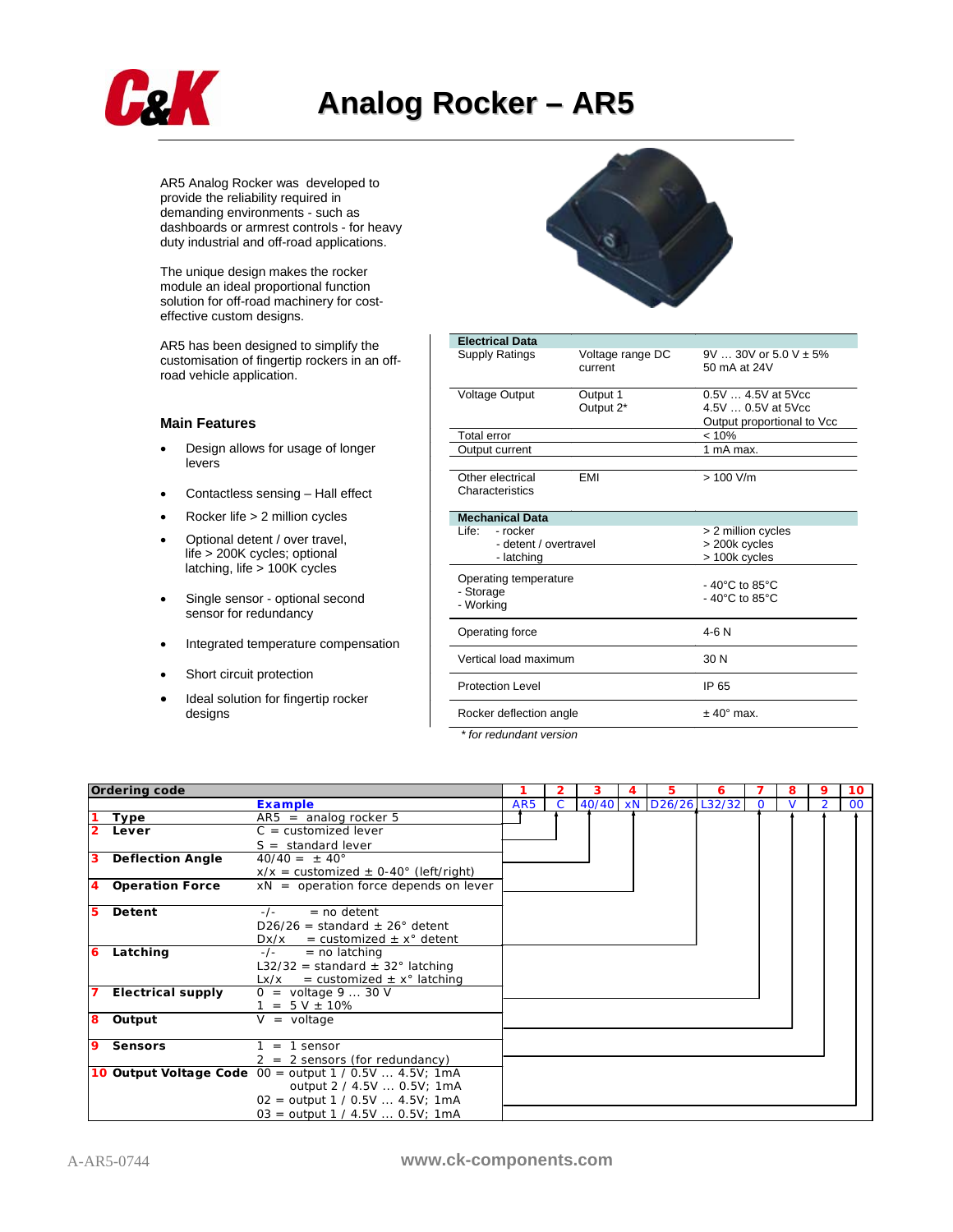# Analog Rocker – AR5

AR5 Analog Rocker was developed to provide the reliability required in demanding environments - such as dashboards or armrest controls - for heavy duty industrial and off-road applications.

The unique design makes the rocker module an ideal proportional function solution for off-road machinery for cost-effective custom designs.

AR5 has been designed to simplify the customisation of fingertip rockers in an off-road vehicle application.

### Main Features

- Design allows for usage of longer levers
- Contactless sensing – Hall effect
- Rocker life > 2 million cycles
- Optional detent / over travel, life > 200K cycles; optional latching, life > 100K cycles
- Single sensor - optional second sensor for redundancy
- Integrated temperature compensation
- Short circuit protection
- Ideal solution for fingertip rocker designs

| **Electrical Data** | | |
|---|---|---|
| Supply Ratings | Voltage range DC<br>current | 9V … 30V or 5.0 V ± 5%<br>50 mA at 24V |
| Voltage Output | Output 1<br>Output 2* | 0.5V … 4.5V at 5Vcc<br>4.5V … 0.5V at 5Vcc<br>Output proportional to Vcc |
| Total error | | < 10% |
| Output current | | 1 mA max. |
| Other electrical Characteristics | EMI | > 100 V/m |
| **Mechanical Data** | | |
| Life: - rocker<br>- detent / overtravel<br>- latching | | > 2 million cycles<br>> 200k cycles<br>> 100k cycles |
| Operating temperature<br>- Storage<br>- Working | | - 40°C to 85°C<br>- 40°C to 85°C |
| Operating force | | 4-6 N |
| Vertical load maximum | | 30 N |
| Protection Level | | IP 65 |
| Rocker deflection angle | | ± 40° max. |

*\* for redundant version*

| Ordering code | | 1 | 2 | 3 | 4 | 5 | 6 | 7 | 8 | 9 | 10 |
|---|---|---|---|---|---|---|---|---|---|---|---|
| | **Example** | AR5 | C | 40/40 | xN | D26/26 | L32/32 | 0 | V | 2 | 00 |
| **1 Type** | AR5 = analog rocker 5 | | | | | | | | | | |
| **2 Lever** | C = customized lever<br>S = standard lever | | | | | | | | | | |
| **3 Deflection Angle** | 40/40 = ± 40°<br>x/x = customized ± 0-40° (left/right) | | | | | | | | | | |
| **4 Operation Force** | xN = operation force depends on lever | | | | | | | | | | |
| **5 Detent** | -/- = no detent<br>D26/26 = standard ± 26° detent<br>Dx/x = customized ± x° detent | | | | | | | | | | |
| **6 Latching** | -/- = no latching<br>L32/32 = standard ± 32° latching<br>Lx/x = customized ± x° latching | | | | | | | | | | |
| **7 Electrical supply** | 0 = voltage 9 … 30 V<br>1 = 5 V ± 10% | | | | | | | | | | |
| **8 Output** | V = voltage | | | | | | | | | | |
| **9 Sensors** | 1 = 1 sensor<br>2 = 2 sensors (for redundancy) | | | | | | | | | | |
| **10 Output Voltage Code** | 00 = output 1 / 0.5V … 4.5V; 1mA<br>output 2 / 4.5V … 0.5V; 1mA<br>02 = output 1 / 0.5V … 4.5V; 1mA<br>03 = output 1 / 4.5V … 0.5V; 1mA | | | | | | | | | | |

A-AR5-0744 www.ck-components.com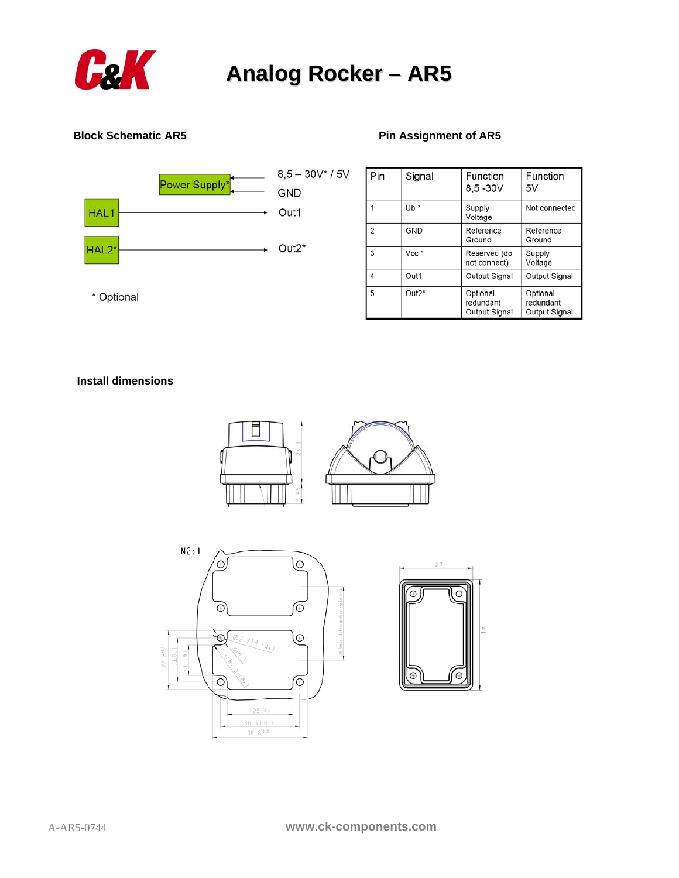# Analog Rocker – AR5

## Block Schematic AR5

Power Supply* → 8,5 – 30V* / 5V, GND

HAL1 → Out1

HAL2* → Out2*

\* Optional

## Pin Assignment of AR5

| Pin | Signal | Function 8,5 -30V | Function 5V |
|---|---|---|---|
| 1 | Ub * | Supply Voltage | Not connected |
| 2 | GND | Reference Ground | Reference Ground |
| 3 | Vcc * | Reserved (do not connect) | Supply Voltage |
| 4 | Out1 | Output Signal | Output Signal |
| 5 | Out2* | Optional redundant Output Signal | Optional redundant Output Signal |

## Install dimensions

A-AR5-0744

www.ck-components.com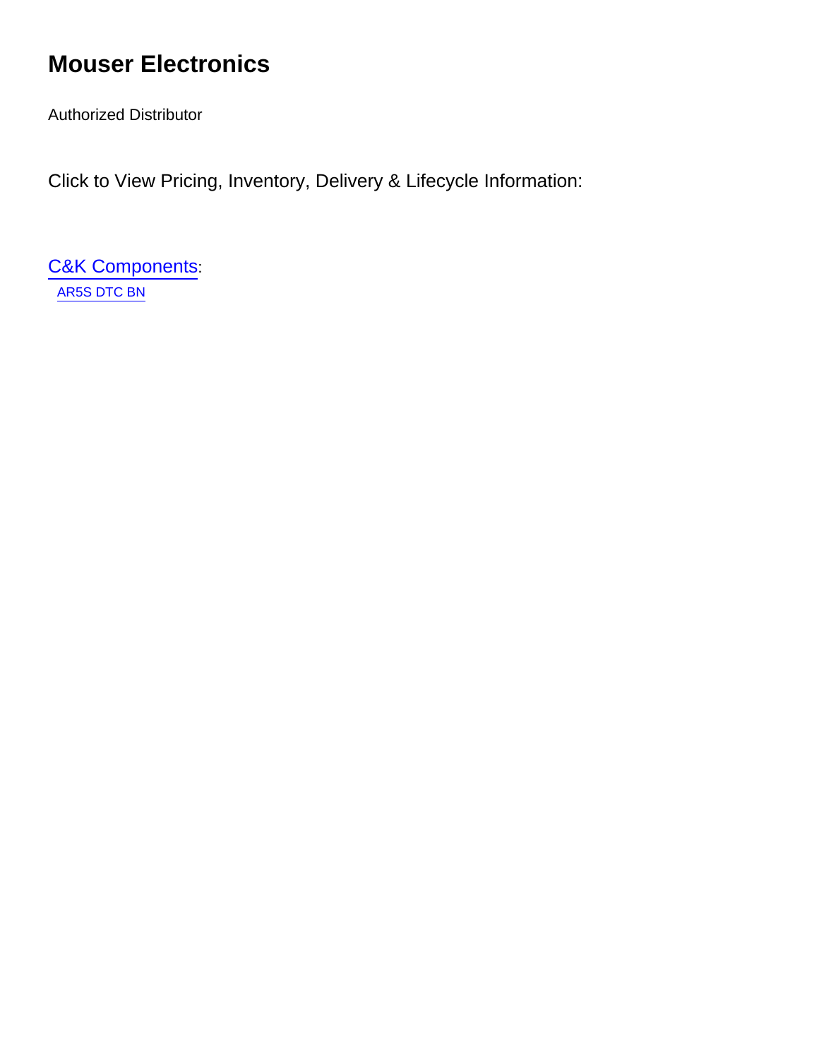# Mouser Electronics

Authorized Distributor

Click to View Pricing, Inventory, Delivery & Lifecycle Information:

C&K Components:

AR5S DTC BN